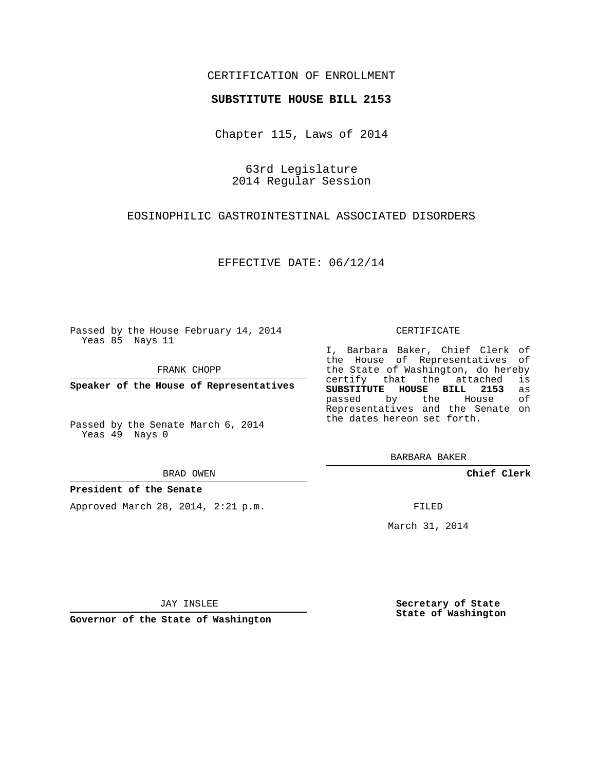CERTIFICATION OF ENROLLMENT

**SUBSTITUTE HOUSE BILL 2153**

Chapter 115, Laws of 2014

63rd Legislature
2014 Regular Session

EOSINOPHILIC GASTROINTESTINAL ASSOCIATED DISORDERS

EFFECTIVE DATE: 06/12/14

Passed by the House February 14, 2014
Yeas 85 Nays 11

FRANK CHOPP

**Speaker of the House of Representatives**

Passed by the Senate March 6, 2014
Yeas 49 Nays 0

BRAD OWEN

**President of the Senate**

Approved March 28, 2014, 2:21 p.m.

JAY INSLEE

**Governor of the State of Washington**

CERTIFICATE

I, Barbara Baker, Chief Clerk of the House of Representatives of the State of Washington, do hereby certify that the attached is **SUBSTITUTE HOUSE BILL 2153** as passed by the House of Representatives and the Senate on the dates hereon set forth.

BARBARA BAKER

**Chief Clerk**

FILED

March 31, 2014

**Secretary of State**
**State of Washington**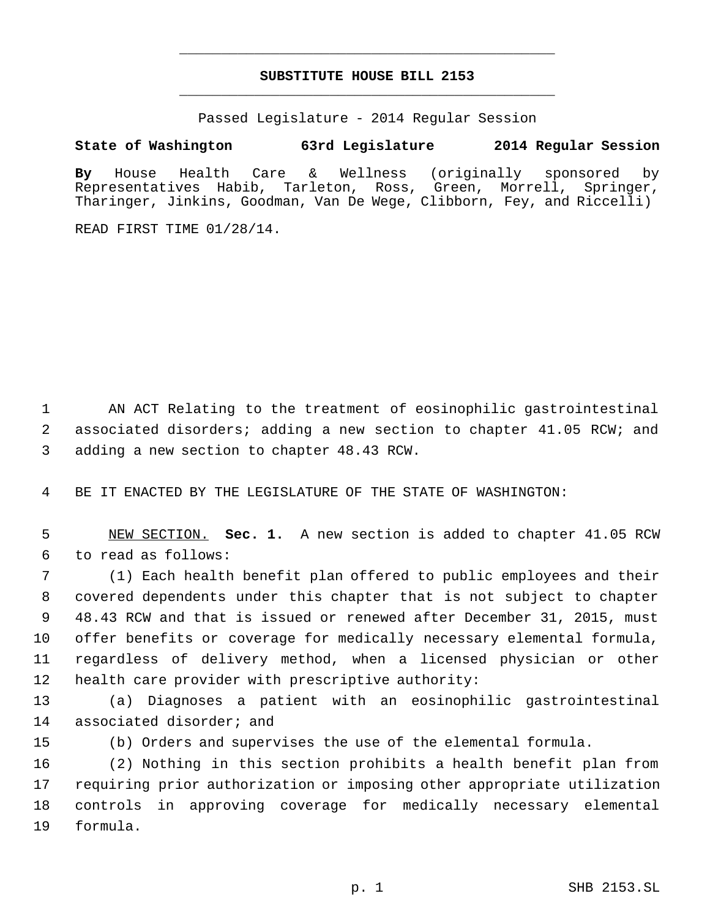# SUBSTITUTE HOUSE BILL 2153

Passed Legislature - 2014 Regular Session

**State of Washington 63rd Legislature 2014 Regular Session**

**By** House Health Care & Wellness (originally sponsored by Representatives Habib, Tarleton, Ross, Green, Morrell, Springer, Tharinger, Jinkins, Goodman, Van De Wege, Clibborn, Fey, and Riccelli)

READ FIRST TIME 01/28/14.

1 AN ACT Relating to the treatment of eosinophilic gastrointestinal 2 associated disorders; adding a new section to chapter 41.05 RCW; and 3 adding a new section to chapter 48.43 RCW.

4 BE IT ENACTED BY THE LEGISLATURE OF THE STATE OF WASHINGTON:

5 NEW SECTION. **Sec. 1.** A new section is added to chapter 41.05 RCW 6 to read as follows:

7 (1) Each health benefit plan offered to public employees and their 8 covered dependents under this chapter that is not subject to chapter 9 48.43 RCW and that is issued or renewed after December 31, 2015, must 10 offer benefits or coverage for medically necessary elemental formula, 11 regardless of delivery method, when a licensed physician or other 12 health care provider with prescriptive authority:

13 (a) Diagnoses a patient with an eosinophilic gastrointestinal 14 associated disorder; and

15 (b) Orders and supervises the use of the elemental formula.

16 (2) Nothing in this section prohibits a health benefit plan from 17 requiring prior authorization or imposing other appropriate utilization 18 controls in approving coverage for medically necessary elemental 19 formula.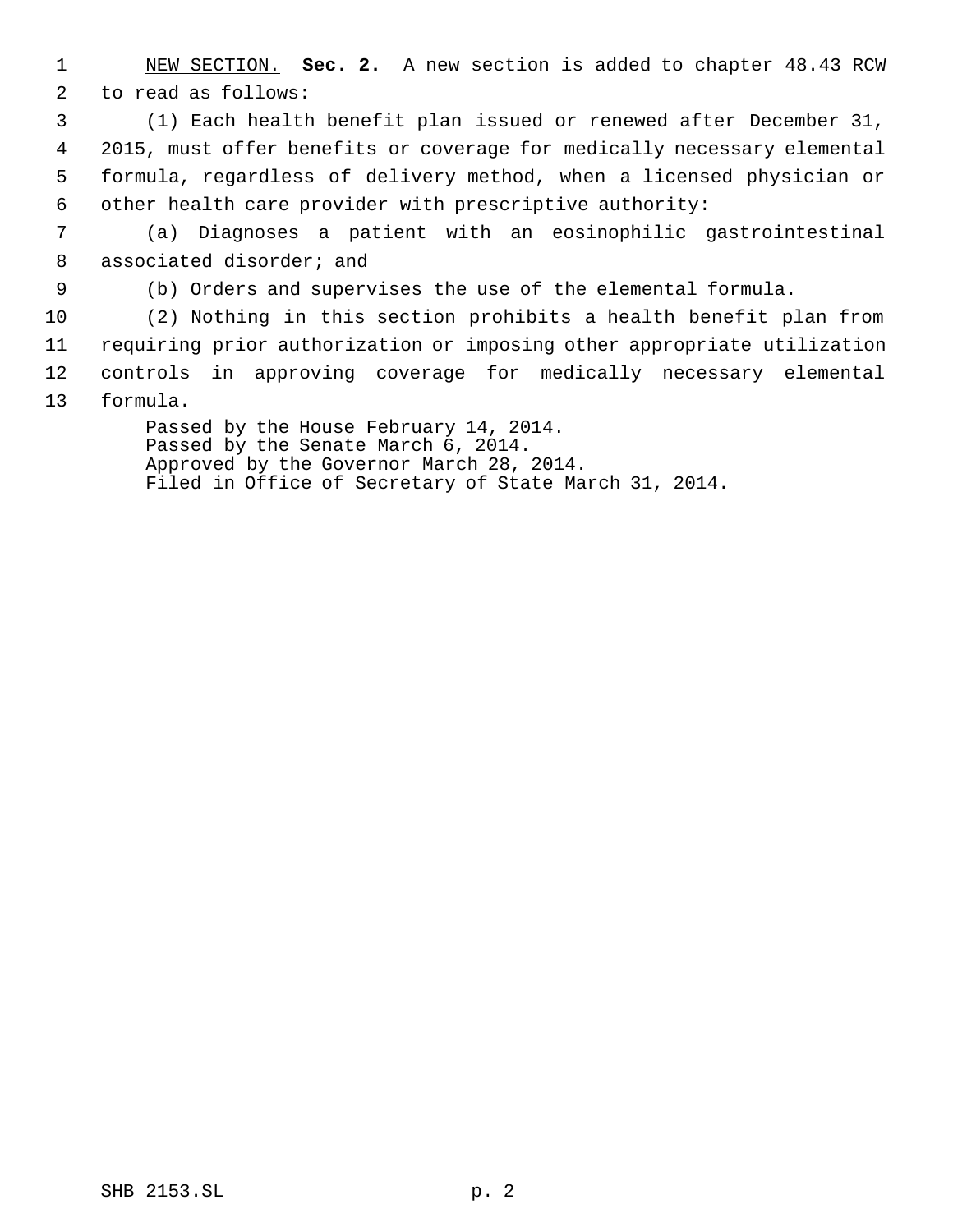NEW SECTION. **Sec. 2.** A new section is added to chapter 48.43 RCW to read as follows:

(1) Each health benefit plan issued or renewed after December 31, 2015, must offer benefits or coverage for medically necessary elemental formula, regardless of delivery method, when a licensed physician or other health care provider with prescriptive authority:

(a) Diagnoses a patient with an eosinophilic gastrointestinal associated disorder; and

(b) Orders and supervises the use of the elemental formula.

(2) Nothing in this section prohibits a health benefit plan from requiring prior authorization or imposing other appropriate utilization controls in approving coverage for medically necessary elemental formula.

Passed by the House February 14, 2014.
Passed by the Senate March 6, 2014.
Approved by the Governor March 28, 2014.
Filed in Office of Secretary of State March 31, 2014.